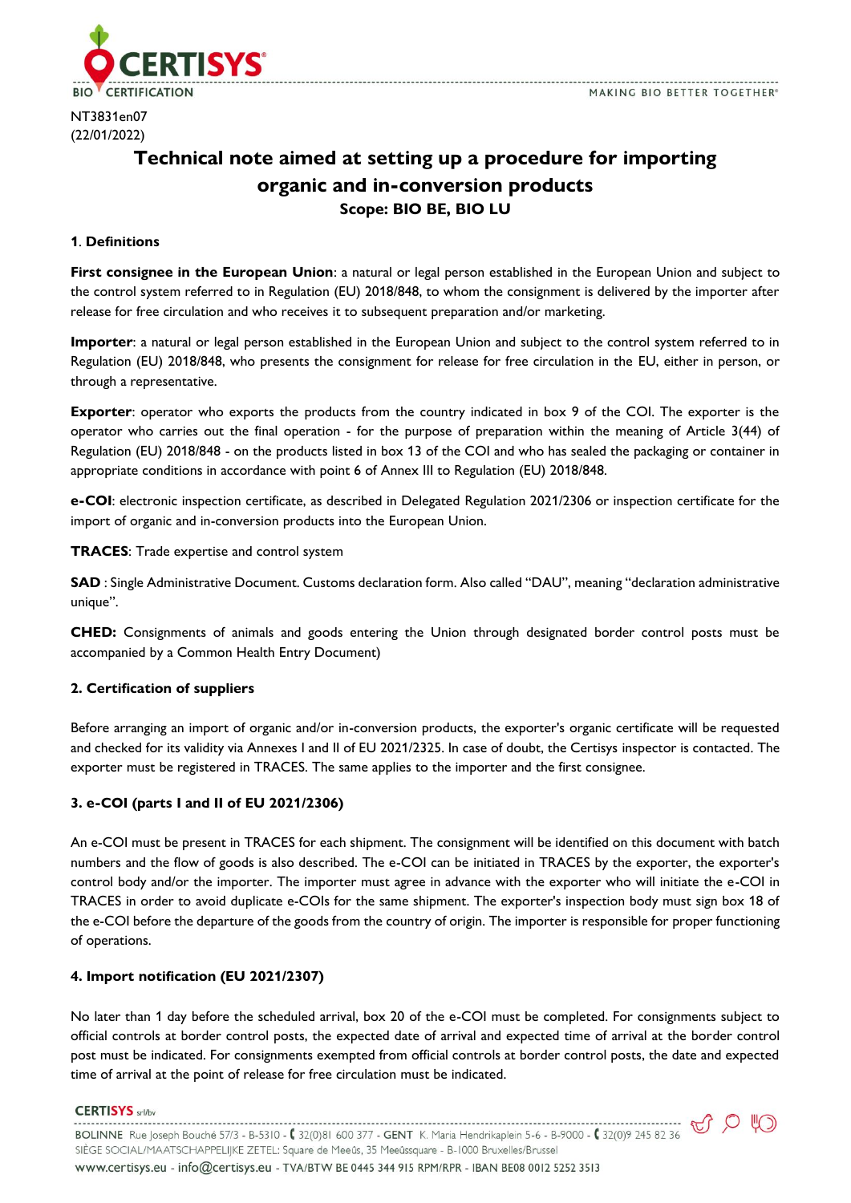NT3831en07
(22/01/2022)

# Technical note aimed at setting up a procedure for importing organic and in-conversion products

**Scope: BIO BE, BIO LU**

## 1. Definitions

**First consignee in the European Union**: a natural or legal person established in the European Union and subject to the control system referred to in Regulation (EU) 2018/848, to whom the consignment is delivered by the importer after release for free circulation and who receives it to subsequent preparation and/or marketing.

**Importer**: a natural or legal person established in the European Union and subject to the control system referred to in Regulation (EU) 2018/848, who presents the consignment for release for free circulation in the EU, either in person, or through a representative.

**Exporter**: operator who exports the products from the country indicated in box 9 of the COI. The exporter is the operator who carries out the final operation - for the purpose of preparation within the meaning of Article 3(44) of Regulation (EU) 2018/848 - on the products listed in box 13 of the COI and who has sealed the packaging or container in appropriate conditions in accordance with point 6 of Annex III to Regulation (EU) 2018/848.

**e-COI**: electronic inspection certificate, as described in Delegated Regulation 2021/2306 or inspection certificate for the import of organic and in-conversion products into the European Union.

**TRACES**: Trade expertise and control system

**SAD** : Single Administrative Document. Customs declaration form. Also called "DAU", meaning "declaration administrative unique".

**CHED:** Consignments of animals and goods entering the Union through designated border control posts must be accompanied by a Common Health Entry Document)

## 2. Certification of suppliers

Before arranging an import of organic and/or in-conversion products, the exporter's organic certificate will be requested and checked for its validity via Annexes I and II of EU 2021/2325. In case of doubt, the Certisys inspector is contacted. The exporter must be registered in TRACES. The same applies to the importer and the first consignee.

## 3. e-COI (parts I and II of EU 2021/2306)

An e-COI must be present in TRACES for each shipment. The consignment will be identified on this document with batch numbers and the flow of goods is also described. The e-COI can be initiated in TRACES by the exporter, the exporter's control body and/or the importer. The importer must agree in advance with the exporter who will initiate the e-COI in TRACES in order to avoid duplicate e-COIs for the same shipment. The exporter's inspection body must sign box 18 of the e-COI before the departure of the goods from the country of origin. The importer is responsible for proper functioning of operations.

## 4. Import notification (EU 2021/2307)

No later than 1 day before the scheduled arrival, box 20 of the e-COI must be completed. For consignments subject to official controls at border control posts, the expected date of arrival and expected time of arrival at the border control post must be indicated. For consignments exempted from official controls at border control posts, the date and expected time of arrival at the point of release for free circulation must be indicated.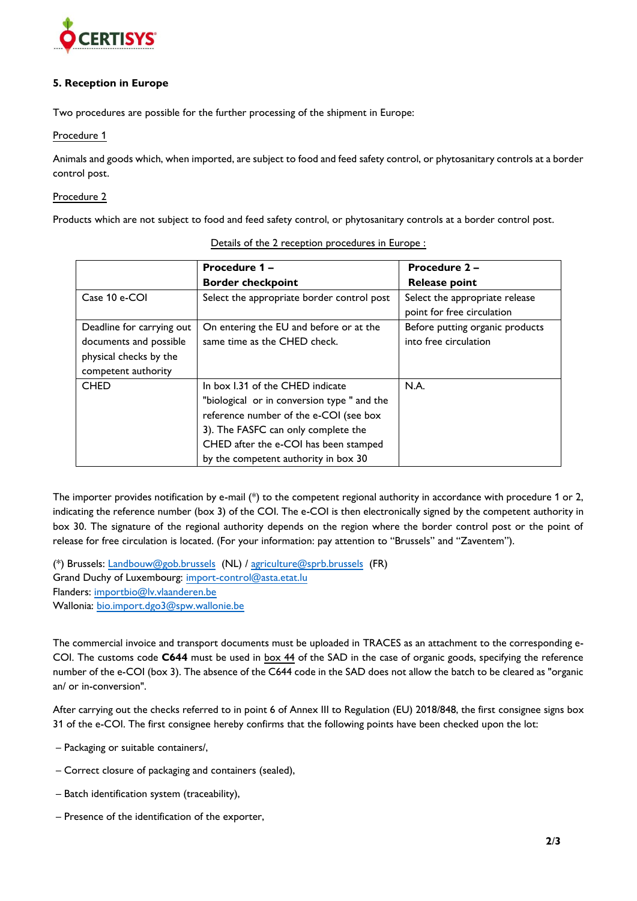## 5. Reception in Europe

Two procedures are possible for the further processing of the shipment in Europe:

Procedure 1

Animals and goods which, when imported, are subject to food and feed safety control, or phytosanitary controls at a border control post.

Procedure 2

Products which are not subject to food and feed safety control, or phytosanitary controls at a border control post.

Details of the 2 reception procedures in Europe :

| | **Procedure 1 – Border checkpoint** | **Procedure 2 – Release point** |
|---|---|---|
| Case 10 e-COI | Select the appropriate border control post | Select the appropriate release point for free circulation |
| Deadline for carrying out documents and possible physical checks by the competent authority | On entering the EU and before or at the same time as the CHED check. | Before putting organic products into free circulation |
| CHED | In box I.31 of the CHED indicate "biological or in conversion type " and the reference number of the e-COI (see box 3). The FASFC can only complete the CHED after the e-COI has been stamped by the competent authority in box 30 | N.A. |

The importer provides notification by e-mail (*) to the competent regional authority in accordance with procedure 1 or 2, indicating the reference number (box 3) of the COI. The e-COI is then electronically signed by the competent authority in box 30. The signature of the regional authority depends on the region where the border control post or the point of release for free circulation is located. (For your information: pay attention to "Brussels" and "Zaventem").

(*) Brussels: Landbouw@gob.brussels (NL) / agriculture@sprb.brussels (FR)
Grand Duchy of Luxembourg: import-control@asta.etat.lu
Flanders: importbio@lv.vlaanderen.be
Wallonia: bio.import.dgo3@spw.wallonie.be

The commercial invoice and transport documents must be uploaded in TRACES as an attachment to the corresponding e-COI. The customs code **C644** must be used in box 44 of the SAD in the case of organic goods, specifying the reference number of the e-COI (box 3). The absence of the C644 code in the SAD does not allow the batch to be cleared as "organic an/ or in-conversion".

After carrying out the checks referred to in point 6 of Annex III to Regulation (EU) 2018/848, the first consignee signs box 31 of the e-COI. The first consignee hereby confirms that the following points have been checked upon the lot:

- Packaging or suitable containers/,
- Correct closure of packaging and containers (sealed),
- Batch identification system (traceability),
- Presence of the identification of the exporter,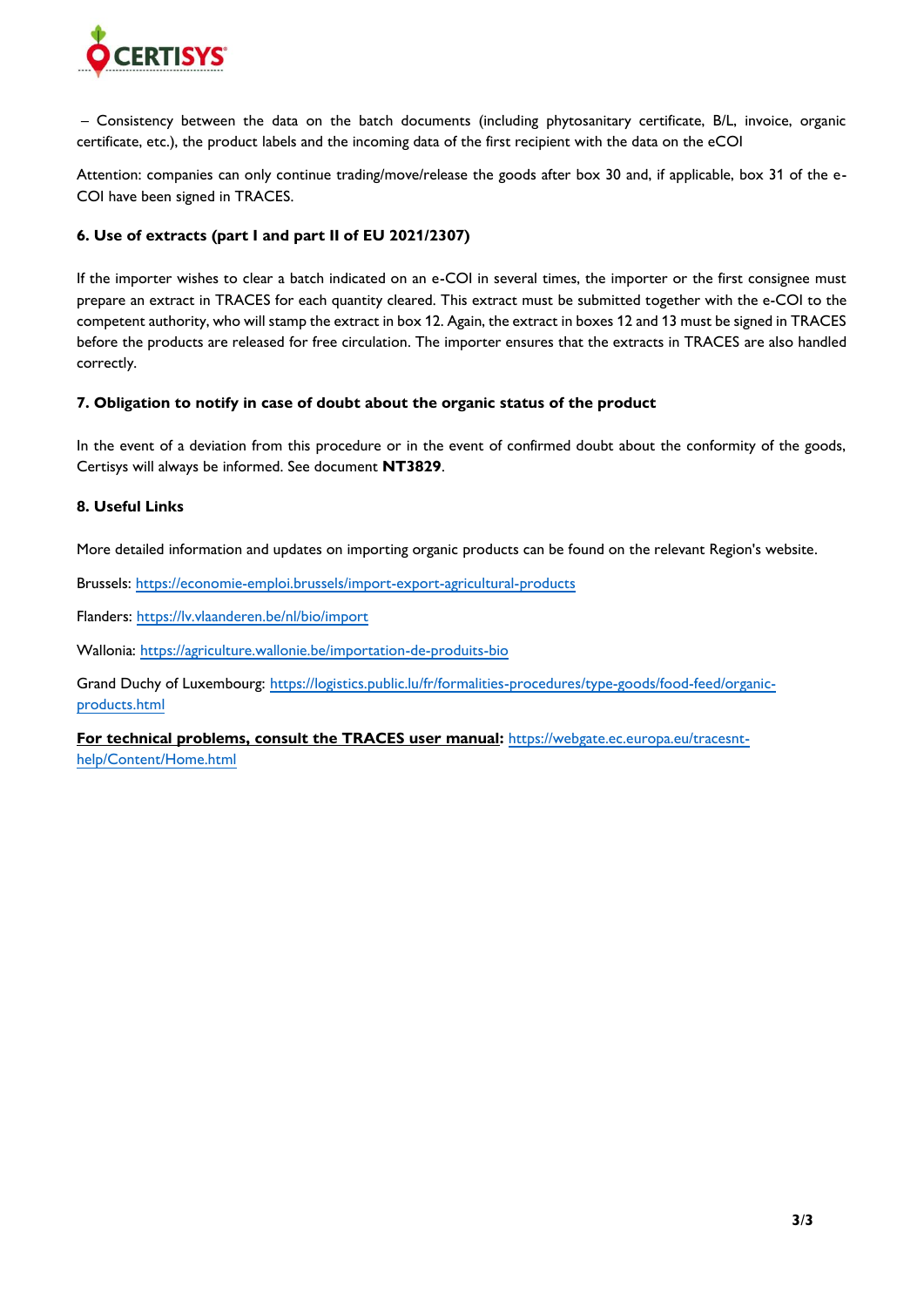– Consistency between the data on the batch documents (including phytosanitary certificate, B/L, invoice, organic certificate, etc.), the product labels and the incoming data of the first recipient with the data on the eCOI

Attention: companies can only continue trading/move/release the goods after box 30 and, if applicable, box 31 of the e-COI have been signed in TRACES.

### 6. Use of extracts (part I and part II of EU 2021/2307)

If the importer wishes to clear a batch indicated on an e-COI in several times, the importer or the first consignee must prepare an extract in TRACES for each quantity cleared. This extract must be submitted together with the e-COI to the competent authority, who will stamp the extract in box 12. Again, the extract in boxes 12 and 13 must be signed in TRACES before the products are released for free circulation. The importer ensures that the extracts in TRACES are also handled correctly.

### 7. Obligation to notify in case of doubt about the organic status of the product

In the event of a deviation from this procedure or in the event of confirmed doubt about the conformity of the goods, Certisys will always be informed. See document **NT3829**.

### 8. Useful Links

More detailed information and updates on importing organic products can be found on the relevant Region's website.

Brussels: https://economie-emploi.brussels/import-export-agricultural-products

Flanders: https://lv.vlaanderen.be/nl/bio/import

Wallonia: https://agriculture.wallonie.be/importation-de-produits-bio

Grand Duchy of Luxembourg: https://logistics.public.lu/fr/formalities-procedures/type-goods/food-feed/organic-products.html

**For technical problems, consult the TRACES user manual:** https://webgate.ec.europa.eu/tracesnt-help/Content/Home.html